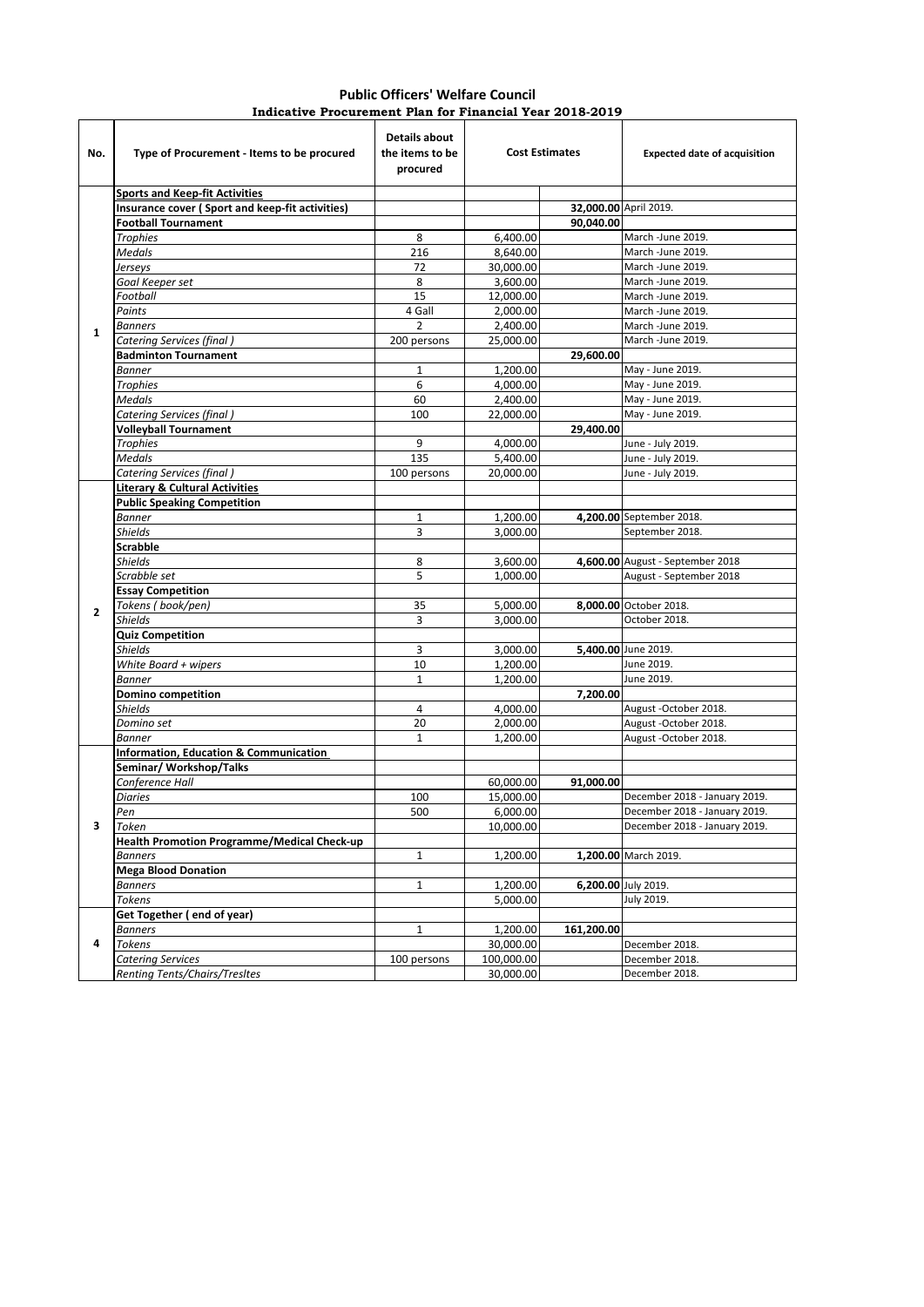# Public Officers' Welfare Council

## Indicative Procurement Plan for Financial Year 2018-2019

| No. | Type of Procurement - Items to be procured | Details about the items to be procured | Cost Estimates | | Expected date of acquisition |
|---|---|---|---|---|---|
| 1 | **Sports and Keep-fit Activities** | | | | |
| | **Insurance cover ( Sport and keep-fit activities)** | | | **32,000.00** | April 2019. |
| | **Football Tournament** | | | **90,040.00** | |
| | *Trophies* | 8 | 6,400.00 | | March -June 2019. |
| | *Medals* | 216 | 8,640.00 | | March -June 2019. |
| | *Jerseys* | 72 | 30,000.00 | | March -June 2019. |
| | *Goal Keeper set* | 8 | 3,600.00 | | March -June 2019. |
| | *Football* | 15 | 12,000.00 | | March -June 2019. |
| | *Paints* | 4 Gall | 2,000.00 | | March -June 2019. |
| | *Banners* | 2 | 2,400.00 | | March -June 2019. |
| | *Catering Services (final )* | 200 persons | 25,000.00 | | March -June 2019. |
| | **Badminton Tournament** | | | **29,600.00** | |
| | *Banner* | 1 | 1,200.00 | | May - June 2019. |
| | *Trophies* | 6 | 4,000.00 | | May - June 2019. |
| | *Medals* | 60 | 2,400.00 | | May - June 2019. |
| | *Catering Services (final )* | 100 | 22,000.00 | | May - June 2019. |
| | **Volleyball Tournament** | | | **29,400.00** | |
| | *Trophies* | 9 | 4,000.00 | | June - July 2019. |
| | *Medals* | 135 | 5,400.00 | | June - July 2019. |
| | *Catering Services (final )* | 100 persons | 20,000.00 | | June - July 2019. |
| 2 | **Literary & Cultural Activities** | | | | |
| | **Public Speaking Competition** | | | | |
| | *Banner* | 1 | 1,200.00 | **4,200.00** | September 2018. |
| | *Shields* | 3 | 3,000.00 | | September 2018. |
| | **Scrabble** | | | | |
| | *Shields* | 8 | 3,600.00 | **4,600.00** | August - September 2018 |
| | *Scrabble set* | 5 | 1,000.00 | | August - September 2018 |
| | **Essay Competition** | | | | |
| | *Tokens ( book/pen)* | 35 | 5,000.00 | **8,000.00** | October 2018. |
| | *Shields* | 3 | 3,000.00 | | October 2018. |
| | **Quiz Competition** | | | | |
| | *Shields* | 3 | 3,000.00 | **5,400.00** | June 2019. |
| | *White Board + wipers* | 10 | 1,200.00 | | June 2019. |
| | *Banner* | 1 | 1,200.00 | | June 2019. |
| | **Domino competition** | | | **7,200.00** | |
| | *Shields* | 4 | 4,000.00 | | August -October 2018. |
| | *Domino set* | 20 | 2,000.00 | | August -October 2018. |
| | *Banner* | 1 | 1,200.00 | | August -October 2018. |
| 3 | **Information, Education & Communication** | | | | |
| | **Seminar/ Workshop/Talks** | | | | |
| | *Conference Hall* | | 60,000.00 | **91,000.00** | |
| | *Diaries* | 100 | 15,000.00 | | December 2018 - January 2019. |
| | *Pen* | 500 | 6,000.00 | | December 2018 - January 2019. |
| | *Token* | | 10,000.00 | | December 2018 - January 2019. |
| | **Health Promotion Programme/Medical Check-up** | | | | |
| | *Banners* | 1 | 1,200.00 | **1,200.00** | March 2019. |
| | **Mega Blood Donation** | | | | |
| | *Banners* | 1 | 1,200.00 | **6,200.00** | July 2019. |
| | *Tokens* | | 5,000.00 | | July 2019. |
| 4 | **Get Together ( end of year)** | | | | |
| | *Banners* | 1 | 1,200.00 | **161,200.00** | |
| | *Tokens* | | 30,000.00 | | December 2018. |
| | *Catering Services* | 100 persons | 100,000.00 | | December 2018. |
| | *Renting Tents/Chairs/Tresltes* | | 30,000.00 | | December 2018. |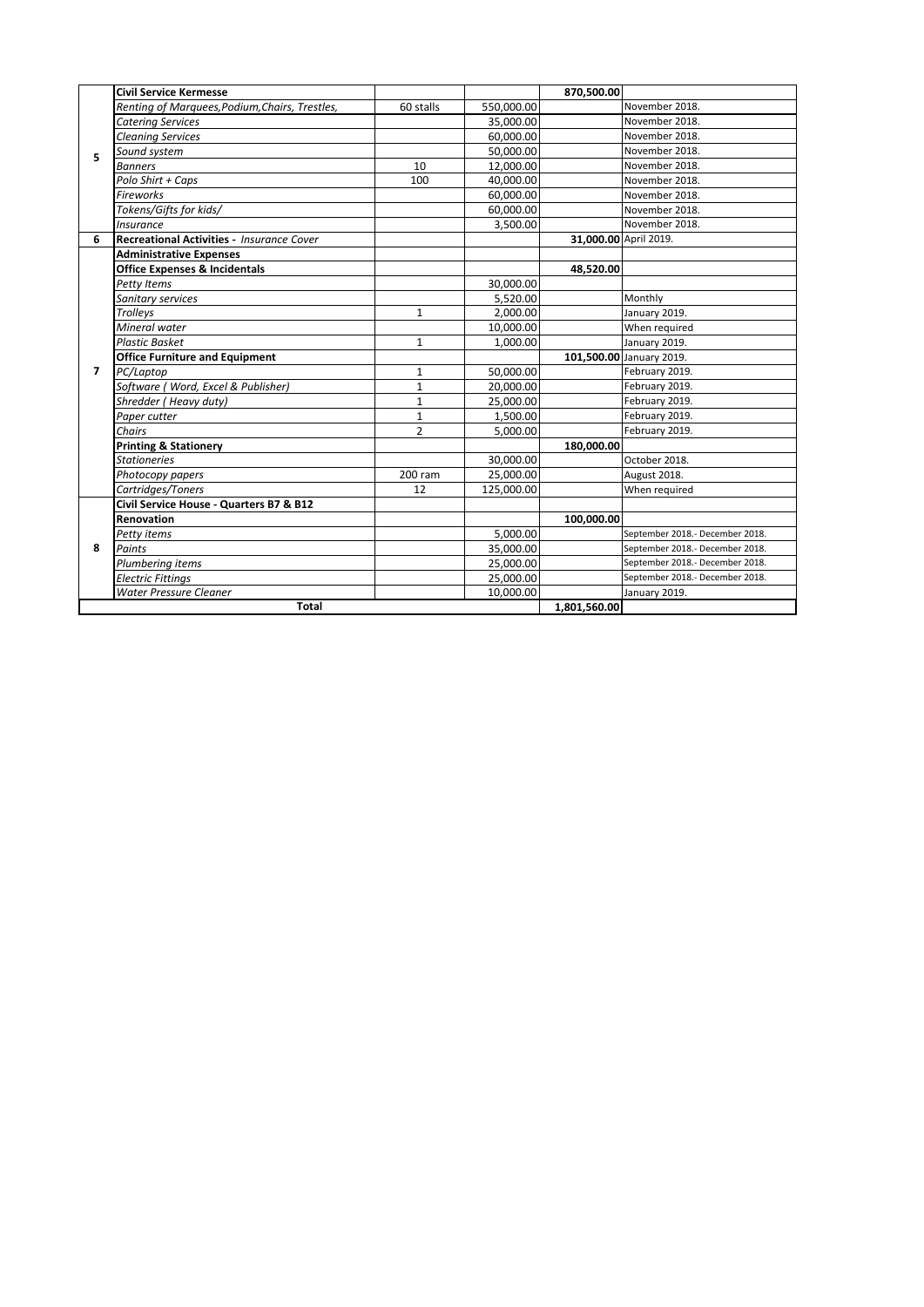| | | | | | |
|---|---|---|---|---|---|
| 5 | **Civil Service Kermesse** | | | **870,500.00** | |
| | *Renting of Marquees,Podium,Chairs, Trestles,* | 60 stalls | 550,000.00 | | November 2018. |
| | *Catering Services* | | 35,000.00 | | November 2018. |
| | *Cleaning Services* | | 60,000.00 | | November 2018. |
| | *Sound system* | | 50,000.00 | | November 2018. |
| | *Banners* | 10 | 12,000.00 | | November 2018. |
| | *Polo Shirt + Caps* | 100 | 40,000.00 | | November 2018. |
| | *Fireworks* | | 60,000.00 | | November 2018. |
| | *Tokens/Gifts for kids/* | | 60,000.00 | | November 2018. |
| | *Insurance* | | 3,500.00 | | November 2018. |
| 6 | **Recreational Activities -** *Insurance Cover* | | | **31,000.00** | April 2019. |
| 7 | **Administrative Expenses** | | | | |
| | **Office Expenses & Incidentals** | | | **48,520.00** | |
| | *Petty Items* | | 30,000.00 | | |
| | *Sanitary services* | | 5,520.00 | | Monthly |
| | *Trolleys* | 1 | 2,000.00 | | January 2019. |
| | *Mineral water* | | 10,000.00 | | When required |
| | *Plastic Basket* | 1 | 1,000.00 | | January 2019. |
| | **Office Furniture and Equipment** | | | **101,500.00** | January 2019. |
| | *PC/Laptop* | 1 | 50,000.00 | | February 2019. |
| | *Software ( Word, Excel & Publisher)* | 1 | 20,000.00 | | February 2019. |
| | *Shredder ( Heavy duty)* | 1 | 25,000.00 | | February 2019. |
| | *Paper cutter* | 1 | 1,500.00 | | February 2019. |
| | *Chairs* | 2 | 5,000.00 | | February 2019. |
| | **Printing & Stationery** | | | **180,000.00** | |
| | *Stationeries* | | 30,000.00 | | October 2018. |
| | *Photocopy papers* | 200 ram | 25,000.00 | | August 2018. |
| | *Cartridges/Toners* | 12 | 125,000.00 | | When required |
| 8 | **Civil Service House - Quarters B7 & B12** | | | | |
| | **Renovation** | | | **100,000.00** | |
| | *Petty items* | | 5,000.00 | | September 2018.- December 2018. |
| | *Paints* | | 35,000.00 | | September 2018.- December 2018. |
| | *Plumbering items* | | 25,000.00 | | September 2018.- December 2018. |
| | *Electric Fittings* | | 25,000.00 | | September 2018.- December 2018. |
| | *Water Pressure Cleaner* | | 10,000.00 | | January 2019. |
| **Total** | | | | **1,801,560.00** | |